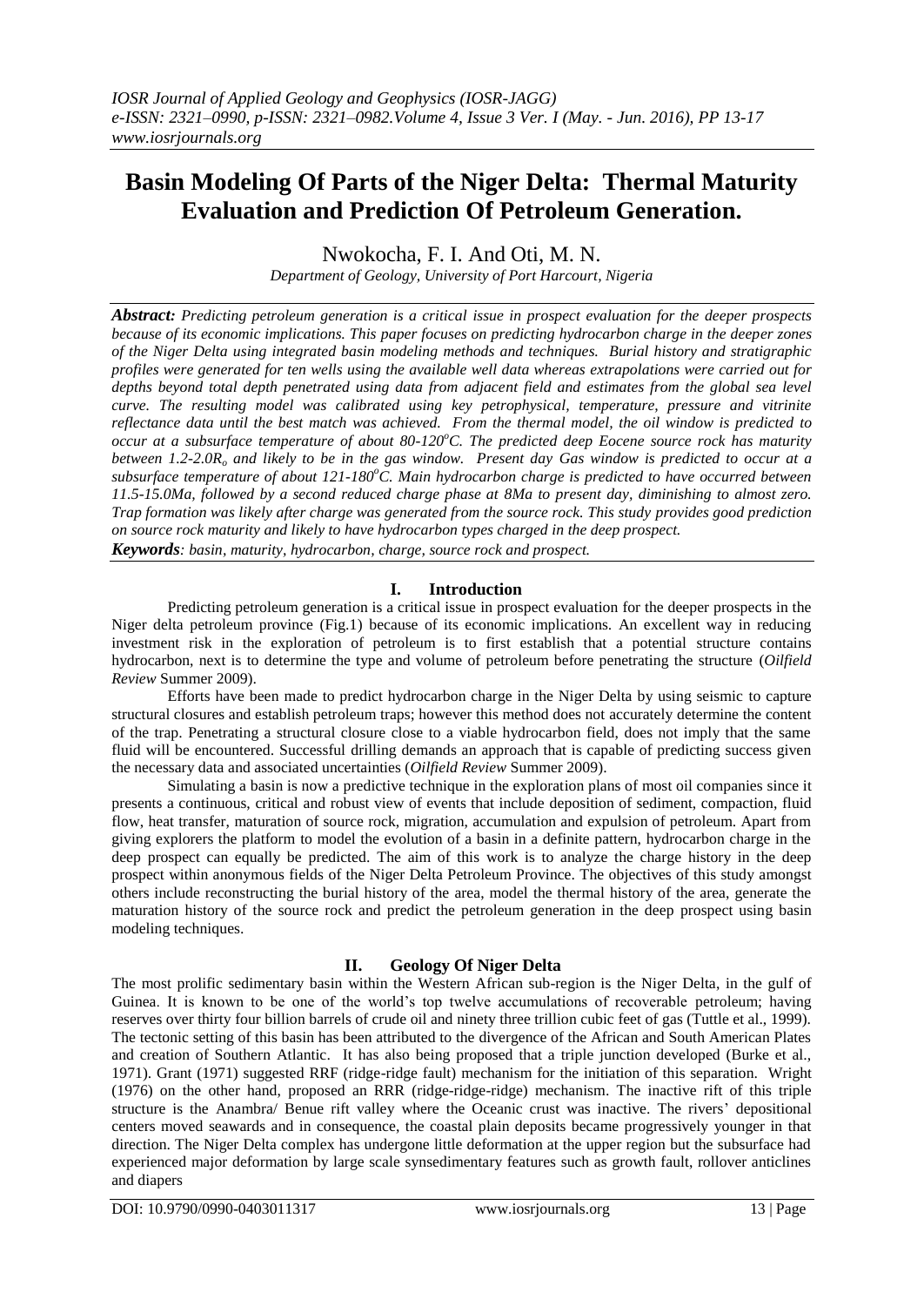# Basin Modeling Of Parts of the Niger Delta: Thermal Maturity Evaluation and Prediction Of Petroleum Generation.

Nwokocha, F. I. And Oti, M. N.

*Department of Geology, University of Port Harcourt, Nigeria*

***Abstract:*** *Predicting petroleum generation is a critical issue in prospect evaluation for the deeper prospects because of its economic implications. This paper focuses on predicting hydrocarbon charge in the deeper zones of the Niger Delta using integrated basin modeling methods and techniques. Burial history and stratigraphic profiles were generated for ten wells using the available well data whereas extrapolations were carried out for depths beyond total depth penetrated using data from adjacent field and estimates from the global sea level curve. The resulting model was calibrated using key petrophysical, temperature, pressure and vitrinite reflectance data until the best match was achieved. From the thermal model, the oil window is predicted to occur at a subsurface temperature of about 80-120$^oC$. The predicted deep Eocene source rock has maturity between 1.2-2.0$R_o$ and likely to be in the gas window. Present day Gas window is predicted to occur at a subsurface temperature of about 121-180$^oC$. Main hydrocarbon charge is predicted to have occurred between 11.5-15.0Ma, followed by a second reduced charge phase at 8Ma to present day, diminishing to almost zero. Trap formation was likely after charge was generated from the source rock. This study provides good prediction on source rock maturity and likely to have hydrocarbon types charged in the deep prospect.*

***Keywords****: basin, maturity, hydrocarbon, charge, source rock and prospect.*

## I. Introduction

Predicting petroleum generation is a critical issue in prospect evaluation for the deeper prospects in the Niger delta petroleum province (Fig.1) because of its economic implications. An excellent way in reducing investment risk in the exploration of petroleum is to first establish that a potential structure contains hydrocarbon, next is to determine the type and volume of petroleum before penetrating the structure (*Oilfield Review* Summer 2009).

Efforts have been made to predict hydrocarbon charge in the Niger Delta by using seismic to capture structural closures and establish petroleum traps; however this method does not accurately determine the content of the trap. Penetrating a structural closure close to a viable hydrocarbon field, does not imply that the same fluid will be encountered. Successful drilling demands an approach that is capable of predicting success given the necessary data and associated uncertainties (*Oilfield Review* Summer 2009).

Simulating a basin is now a predictive technique in the exploration plans of most oil companies since it presents a continuous, critical and robust view of events that include deposition of sediment, compaction, fluid flow, heat transfer, maturation of source rock, migration, accumulation and expulsion of petroleum. Apart from giving explorers the platform to model the evolution of a basin in a definite pattern, hydrocarbon charge in the deep prospect can equally be predicted. The aim of this work is to analyze the charge history in the deep prospect within anonymous fields of the Niger Delta Petroleum Province. The objectives of this study amongst others include reconstructing the burial history of the area, model the thermal history of the area, generate the maturation history of the source rock and predict the petroleum generation in the deep prospect using basin modeling techniques.

## II. Geology Of Niger Delta

The most prolific sedimentary basin within the Western African sub-region is the Niger Delta, in the gulf of Guinea. It is known to be one of the world's top twelve accumulations of recoverable petroleum; having reserves over thirty four billion barrels of crude oil and ninety three trillion cubic feet of gas (Tuttle et al., 1999). The tectonic setting of this basin has been attributed to the divergence of the African and South American Plates and creation of Southern Atlantic. It has also being proposed that a triple junction developed (Burke et al., 1971). Grant (1971) suggested RRF (ridge-ridge fault) mechanism for the initiation of this separation. Wright (1976) on the other hand, proposed an RRR (ridge-ridge-ridge) mechanism. The inactive rift of this triple structure is the Anambra/ Benue rift valley where the Oceanic crust was inactive. The rivers' depositional centers moved seawards and in consequence, the coastal plain deposits became progressively younger in that direction. The Niger Delta complex has undergone little deformation at the upper region but the subsurface had experienced major deformation by large scale synsedimentary features such as growth fault, rollover anticlines and diapers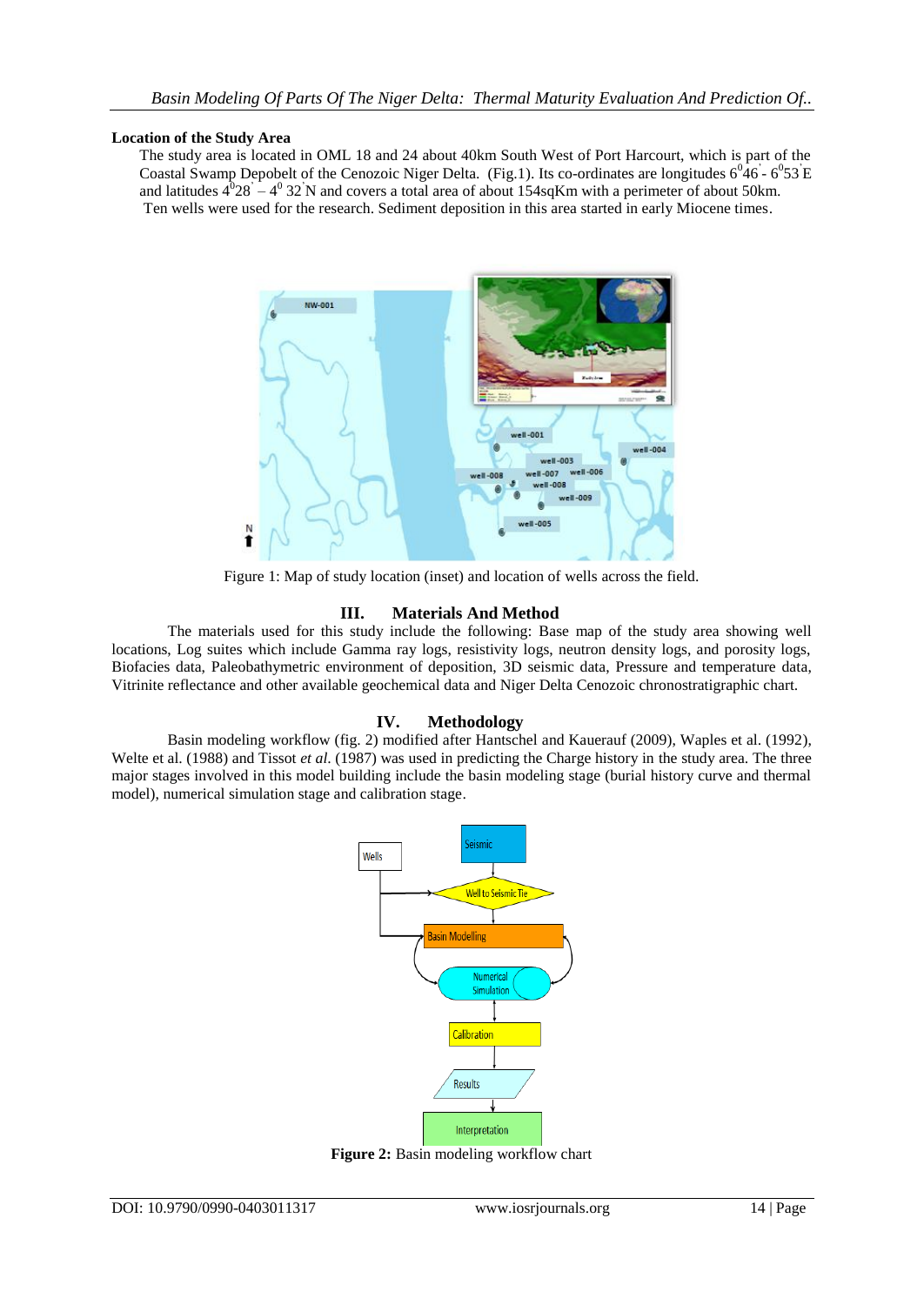### Location of the Study Area

The study area is located in OML 18 and 24 about 40km South West of Port Harcourt, which is part of the Coastal Swamp Depobelt of the Cenozoic Niger Delta. (Fig.1). Its co-ordinates are longitudes $6^0 46^{'}$ - $6^0 53^{'}$E and latitudes $4^0 28^{'}$ – $4^0$ 32$^{'}$N and covers a total area of about 154sqKm with a perimeter of about 50km. Ten wells were used for the research. Sediment deposition in this area started in early Miocene times.

Figure 1: Map of study location (inset) and location of wells across the field.

## III. Materials And Method

The materials used for this study include the following: Base map of the study area showing well locations, Log suites which include Gamma ray logs, resistivity logs, neutron density logs, and porosity logs, Biofacies data, Paleobathymetric environment of deposition, 3D seismic data, Pressure and temperature data, Vitrinite reflectance and other available geochemical data and Niger Delta Cenozoic chronostratigraphic chart.

## IV. Methodology

Basin modeling workflow (fig. 2) modified after Hantschel and Kauerauf (2009), Waples et al. (1992), Welte et al. (1988) and Tissot *et al*. (1987) was used in predicting the Charge history in the study area. The three major stages involved in this model building include the basin modeling stage (burial history curve and thermal model), numerical simulation stage and calibration stage.

**Figure 2:** Basin modeling workflow chart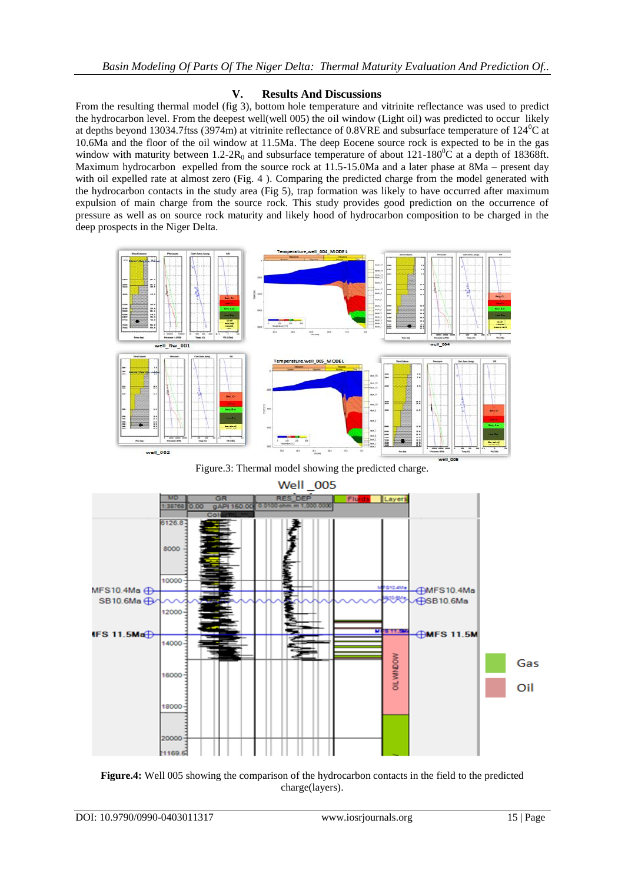## V. Results And Discussions

From the resulting thermal model (fig 3), bottom hole temperature and vitrinite reflectance was used to predict the hydrocarbon level. From the deepest well(well 005) the oil window (Light oil) was predicted to occur likely at depths beyond 13034.7ftss (3974m) at vitrinite reflectance of 0.8VRE and subsurface temperature of $124^0$C at 10.6Ma and the floor of the oil window at 11.5Ma. The deep Eocene source rock is expected to be in the gas window with maturity between 1.2-2$R_0$ and subsurface temperature of about 121-$180^0$C at a depth of 18368ft. Maximum hydrocarbon expelled from the source rock at 11.5-15.0Ma and a later phase at 8Ma – present day with oil expelled rate at almost zero (Fig. 4 ). Comparing the predicted charge from the model generated with the hydrocarbon contacts in the study area (Fig 5), trap formation was likely to have occurred after maximum expulsion of main charge from the source rock. This study provides good prediction on the occurrence of pressure as well as on source rock maturity and likely hood of hydrocarbon composition to be charged in the deep prospects in the Niger Delta.

Figure.3: Thermal model showing the predicted charge.

**Figure.4:** Well 005 showing the comparison of the hydrocarbon contacts in the field to the predicted charge(layers).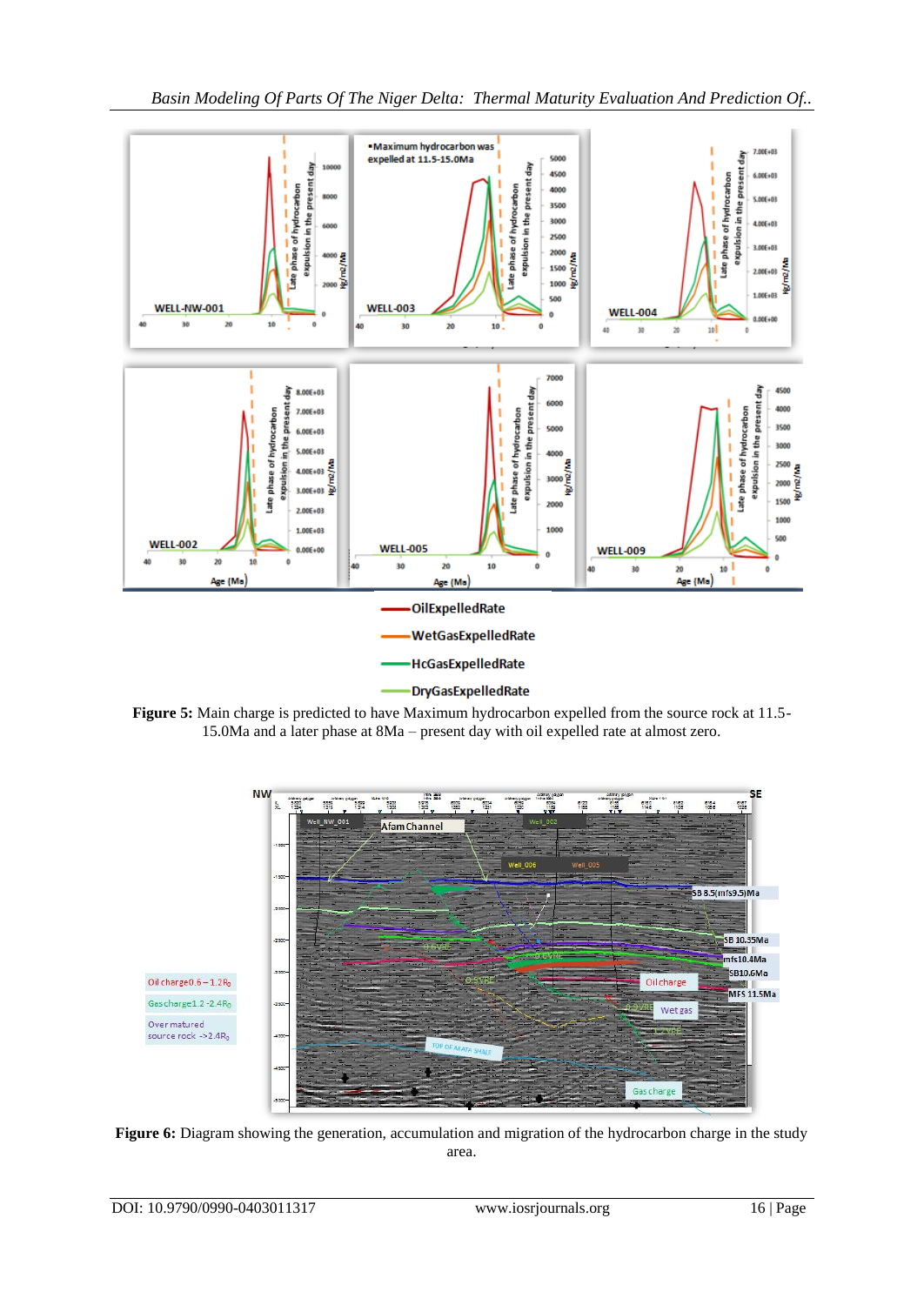**Figure 5:** Main charge is predicted to have Maximum hydrocarbon expelled from the source rock at 11.5-15.0Ma and a later phase at 8Ma – present day with oil expelled rate at almost zero.

**Figure 6:** Diagram showing the generation, accumulation and migration of the hydrocarbon charge in the study area.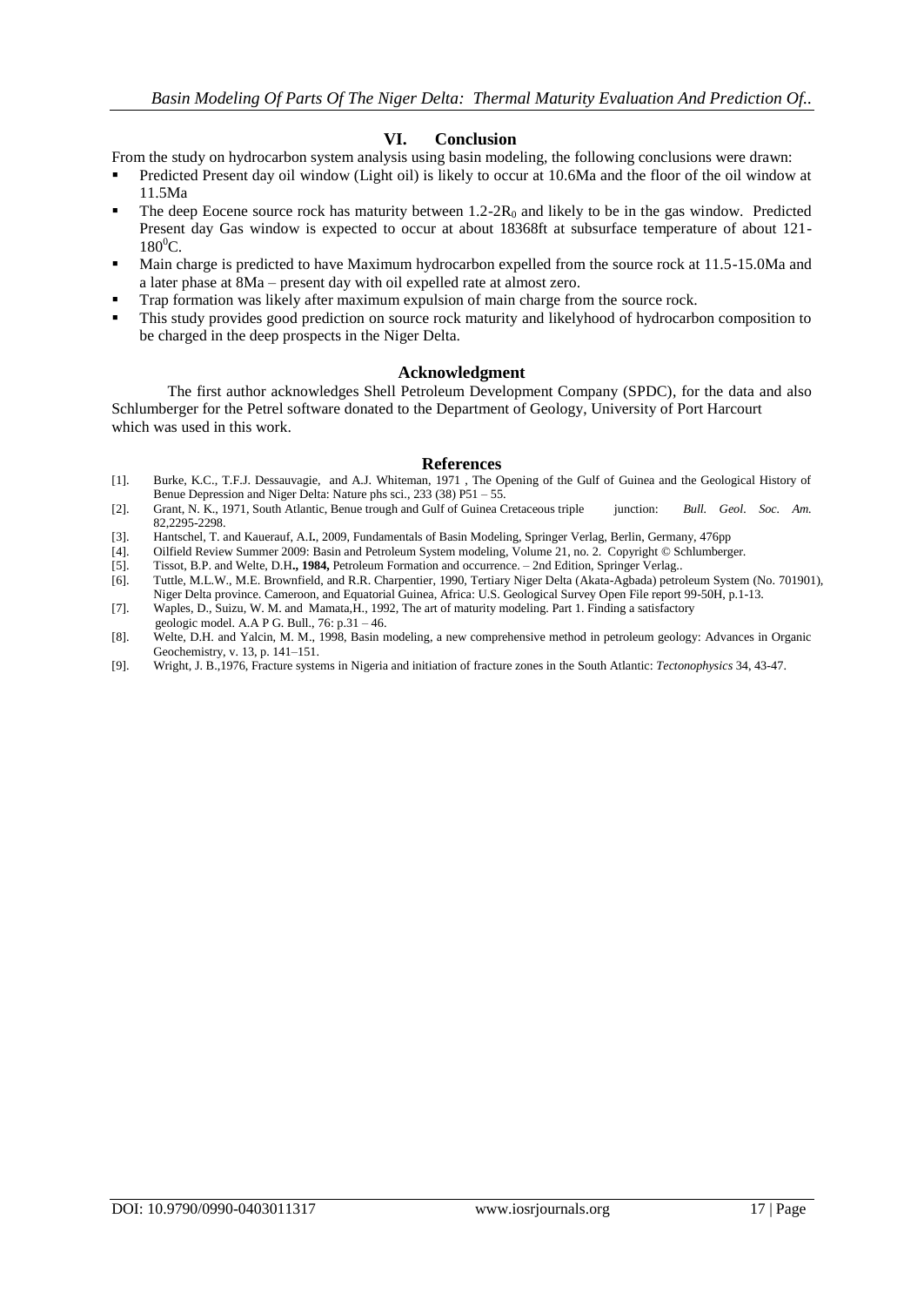## VI. Conclusion

From the study on hydrocarbon system analysis using basin modeling, the following conclusions were drawn:

- Predicted Present day oil window (Light oil) is likely to occur at 10.6Ma and the floor of the oil window at 11.5Ma
- The deep Eocene source rock has maturity between 1.2-2$R_0$ and likely to be in the gas window. Predicted Present day Gas window is expected to occur at about 18368ft at subsurface temperature of about 121-180$^0$C.
- Main charge is predicted to have Maximum hydrocarbon expelled from the source rock at 11.5-15.0Ma and a later phase at 8Ma – present day with oil expelled rate at almost zero.
- Trap formation was likely after maximum expulsion of main charge from the source rock.
- This study provides good prediction on source rock maturity and likelyhood of hydrocarbon composition to be charged in the deep prospects in the Niger Delta.

## Acknowledgment

The first author acknowledges Shell Petroleum Development Company (SPDC), for the data and also Schlumberger for the Petrel software donated to the Department of Geology, University of Port Harcourt which was used in this work.

## References

[1]. Burke, K.C., T.F.J. Dessauvagie, and A.J. Whiteman, 1971 , The Opening of the Gulf of Guinea and the Geological History of Benue Depression and Niger Delta: Nature phs sci., 233 (38) P51 – 55.

[2]. Grant, N. K., 1971, South Atlantic, Benue trough and Gulf of Guinea Cretaceous triple junction: *Bull. Geol. Soc. Am.* 82,2295-2298.

[3]. Hantschel, T. and Kauerauf, A.I., 2009, Fundamentals of Basin Modeling, Springer Verlag, Berlin, Germany, 476pp

[4]. Oilfield Review Summer 2009: Basin and Petroleum System modeling, Volume 21, no. 2. Copyright © Schlumberger.

[5]. Tissot, B.P. and Welte, D.H**., 1984,** Petroleum Formation and occurrence. – 2nd Edition, Springer Verlag..

[6]. Tuttle, M.L.W., M.E. Brownfield, and R.R. Charpentier, 1990, Tertiary Niger Delta (Akata-Agbada) petroleum System (No. 701901), Niger Delta province. Cameroon, and Equatorial Guinea, Africa: U.S. Geological Survey Open File report 99-50H, p.1-13.

[7]. Waples, D., Suizu, W. M. and Mamata,H., 1992, The art of maturity modeling. Part 1. Finding a satisfactory geologic model. A.A P G. Bull., 76: p.31 – 46.

[8]. Welte, D.H. and Yalcin, M. M., 1998, Basin modeling, a new comprehensive method in petroleum geology: Advances in Organic Geochemistry, v. 13, p. 141–151.

[9]. Wright, J. B.,1976, Fracture systems in Nigeria and initiation of fracture zones in the South Atlantic: *Tectonophysics* 34, 43-47.